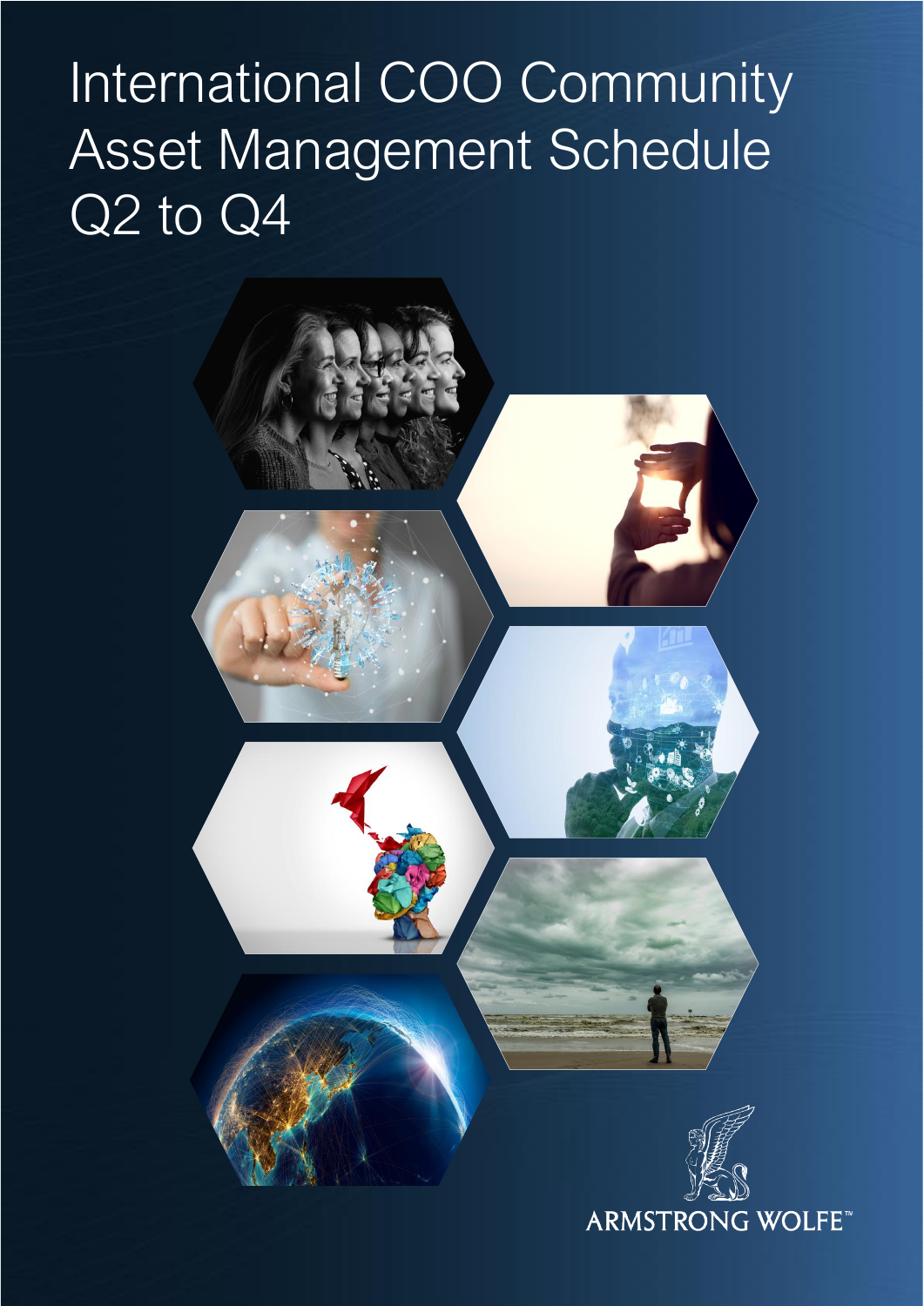# International COO Community Asset Management Schedule Q2 to Q4

ARMSTRONG WOLFE™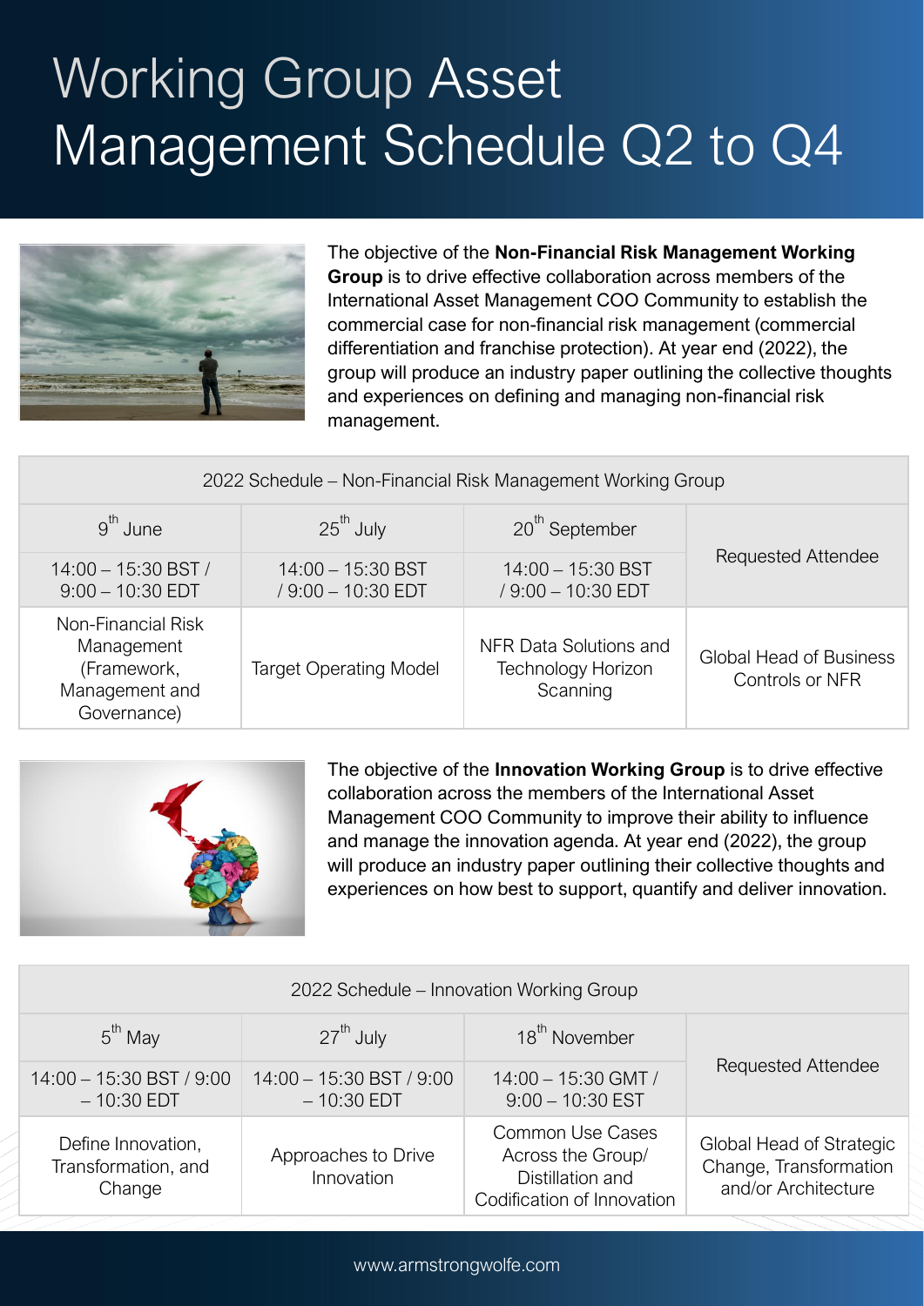# Working Group Asset Management Schedule Q2 to Q4

The objective of the **Non-Financial Risk Management Working Group** is to drive effective collaboration across members of the International Asset Management COO Community to establish the commercial case for non-financial risk management (commercial differentiation and franchise protection). At year end (2022), the group will produce an industry paper outlining the collective thoughts and experiences on defining and managing non-financial risk management.

| 2022 Schedule – Non-Financial Risk Management Working Group | | | |
|---|---|---|---|
| 9th June | 25th July | 20th September | Requested Attendee |
| 14:00 – 15:30 BST / 9:00 – 10:30 EDT | 14:00 – 15:30 BST / 9:00 – 10:30 EDT | 14:00 – 15:30 BST / 9:00 – 10:30 EDT | |
| Non-Financial Risk Management (Framework, Management and Governance) | Target Operating Model | NFR Data Solutions and Technology Horizon Scanning | Global Head of Business Controls or NFR |

The objective of the **Innovation Working Group** is to drive effective collaboration across the members of the International Asset Management COO Community to improve their ability to influence and manage the innovation agenda. At year end (2022), the group will produce an industry paper outlining their collective thoughts and experiences on how best to support, quantify and deliver innovation.

| 2022 Schedule – Innovation Working Group | | | |
|---|---|---|---|
| 5th May | 27th July | 18th November | Requested Attendee |
| 14:00 – 15:30 BST / 9:00 – 10:30 EDT | 14:00 – 15:30 BST / 9:00 – 10:30 EDT | 14:00 – 15:30 GMT / 9:00 – 10:30 EST | |
| Define Innovation, Transformation, and Change | Approaches to Drive Innovation | Common Use Cases Across the Group/ Distillation and Codification of Innovation | Global Head of Strategic Change, Transformation and/or Architecture |

www.armstrongwolfe.com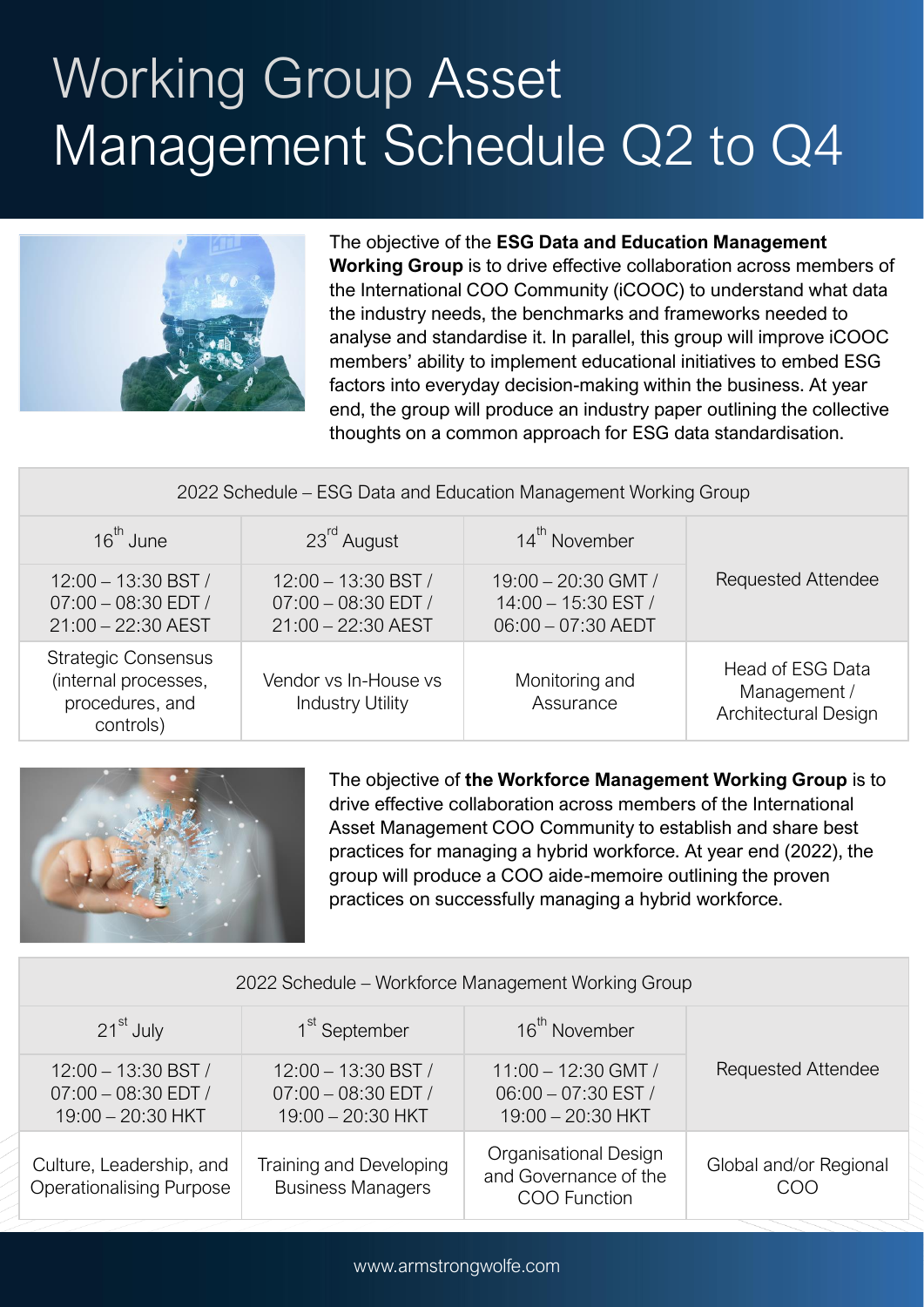# Working Group Asset Management Schedule Q2 to Q4

The objective of the **ESG Data and Education Management Working Group** is to drive effective collaboration across members of the International COO Community (iCOOC) to understand what data the industry needs, the benchmarks and frameworks needed to analyse and standardise it. In parallel, this group will improve iCOOC members' ability to implement educational initiatives to embed ESG factors into everyday decision-making within the business. At year end, the group will produce an industry paper outlining the collective thoughts on a common approach for ESG data standardisation.

| 2022 Schedule – ESG Data and Education Management Working Group | | | |
|---|---|---|---|
| 16th June | 23rd August | 14th November | Requested Attendee |
| 12:00 – 13:30 BST / 07:00 – 08:30 EDT / 21:00 – 22:30 AEST | 12:00 – 13:30 BST / 07:00 – 08:30 EDT / 21:00 – 22:30 AEST | 19:00 – 20:30 GMT / 14:00 – 15:30 EST / 06:00 – 07:30 AEDT | |
| Strategic Consensus (internal processes, procedures, and controls) | Vendor vs In-House vs Industry Utility | Monitoring and Assurance | Head of ESG Data Management / Architectural Design |

The objective of **the Workforce Management Working Group** is to drive effective collaboration across members of the International Asset Management COO Community to establish and share best practices for managing a hybrid workforce. At year end (2022), the group will produce a COO aide-memoire outlining the proven practices on successfully managing a hybrid workforce.

| 2022 Schedule – Workforce Management Working Group | | | |
|---|---|---|---|
| 21st July | 1st September | 16th November | Requested Attendee |
| 12:00 – 13:30 BST / 07:00 – 08:30 EDT / 19:00 – 20:30 HKT | 12:00 – 13:30 BST / 07:00 – 08:30 EDT / 19:00 – 20:30 HKT | 11:00 – 12:30 GMT / 06:00 – 07:30 EST / 19:00 – 20:30 HKT | |
| Culture, Leadership, and Operationalising Purpose | Training and Developing Business Managers | Organisational Design and Governance of the COO Function | Global and/or Regional COO |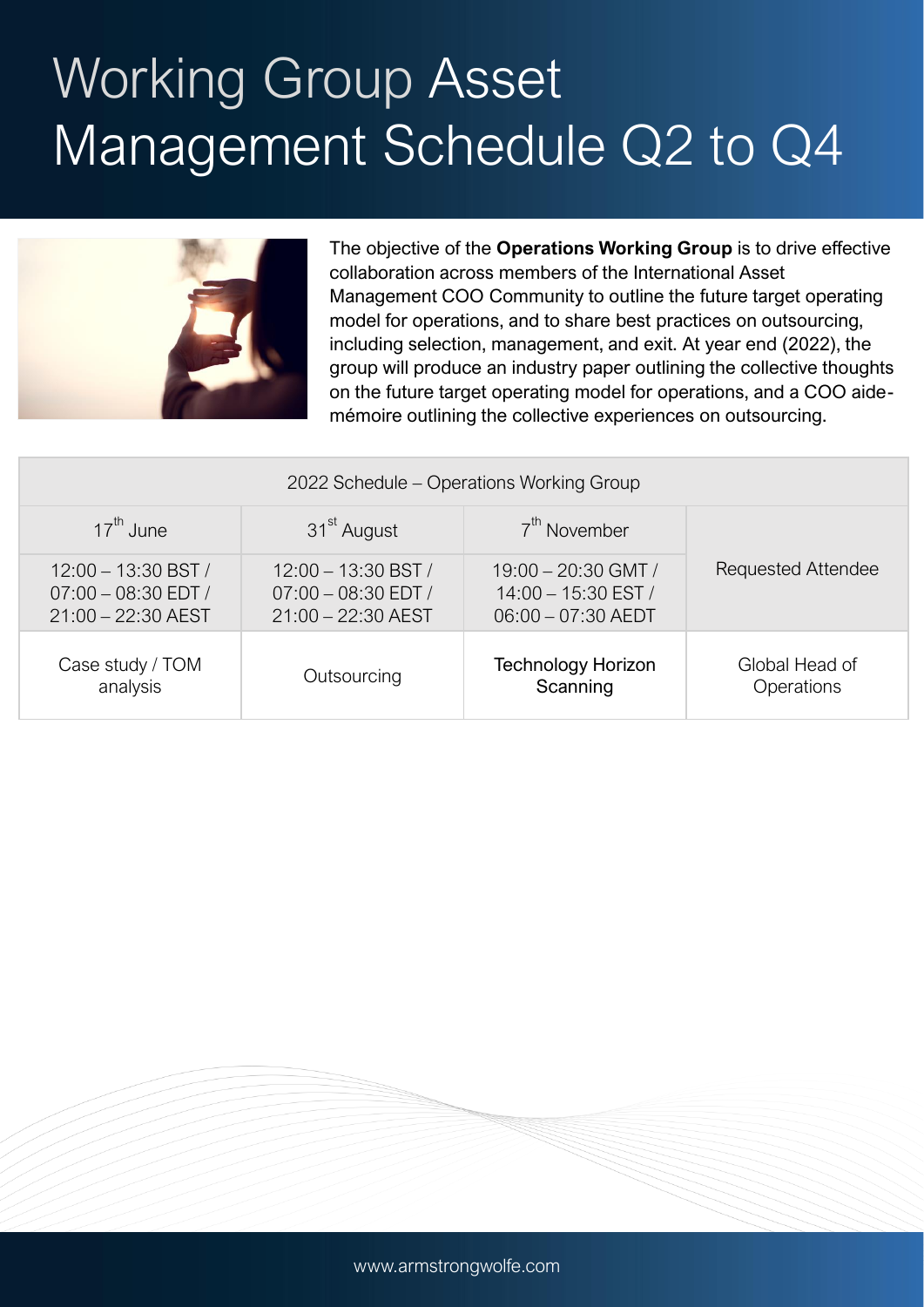# Working Group Asset Management Schedule Q2 to Q4

The objective of the **Operations Working Group** is to drive effective collaboration across members of the International Asset Management COO Community to outline the future target operating model for operations, and to share best practices on outsourcing, including selection, management, and exit. At year end (2022), the group will produce an industry paper outlining the collective thoughts on the future target operating model for operations, and a COO aide-mémoire outlining the collective experiences on outsourcing.

| 2022 Schedule – Operations Working Group | | | |
|---|---|---|---|
| 17th June | 31st August | 7th November | Requested Attendee |
| 12:00 – 13:30 BST / 07:00 – 08:30 EDT / 21:00 – 22:30 AEST | 12:00 – 13:30 BST / 07:00 – 08:30 EDT / 21:00 – 22:30 AEST | 19:00 – 20:30 GMT / 14:00 – 15:30 EST / 06:00 – 07:30 AEDT | |
| Case study / TOM analysis | Outsourcing | Technology Horizon Scanning | Global Head of Operations |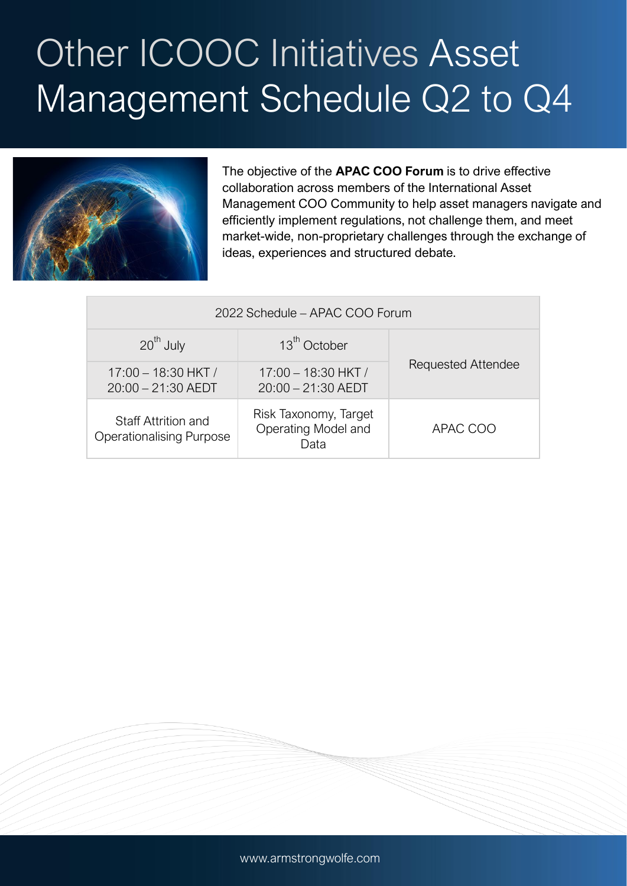# Other ICOOC Initiatives Asset Management Schedule Q2 to Q4

The objective of the **APAC COO Forum** is to drive effective collaboration across members of the International Asset Management COO Community to help asset managers navigate and efficiently implement regulations, not challenge them, and meet market-wide, non-proprietary challenges through the exchange of ideas, experiences and structured debate.

| 2022 Schedule – APAC COO Forum | | |
|---|---|---|
| 20th July | 13th October | Requested Attendee |
| 17:00 – 18:30 HKT / 20:00 – 21:30 AEDT | 17:00 – 18:30 HKT / 20:00 – 21:30 AEDT | |
| Staff Attrition and Operationalising Purpose | Risk Taxonomy, Target Operating Model and Data | APAC COO |

www.armstrongwolfe.com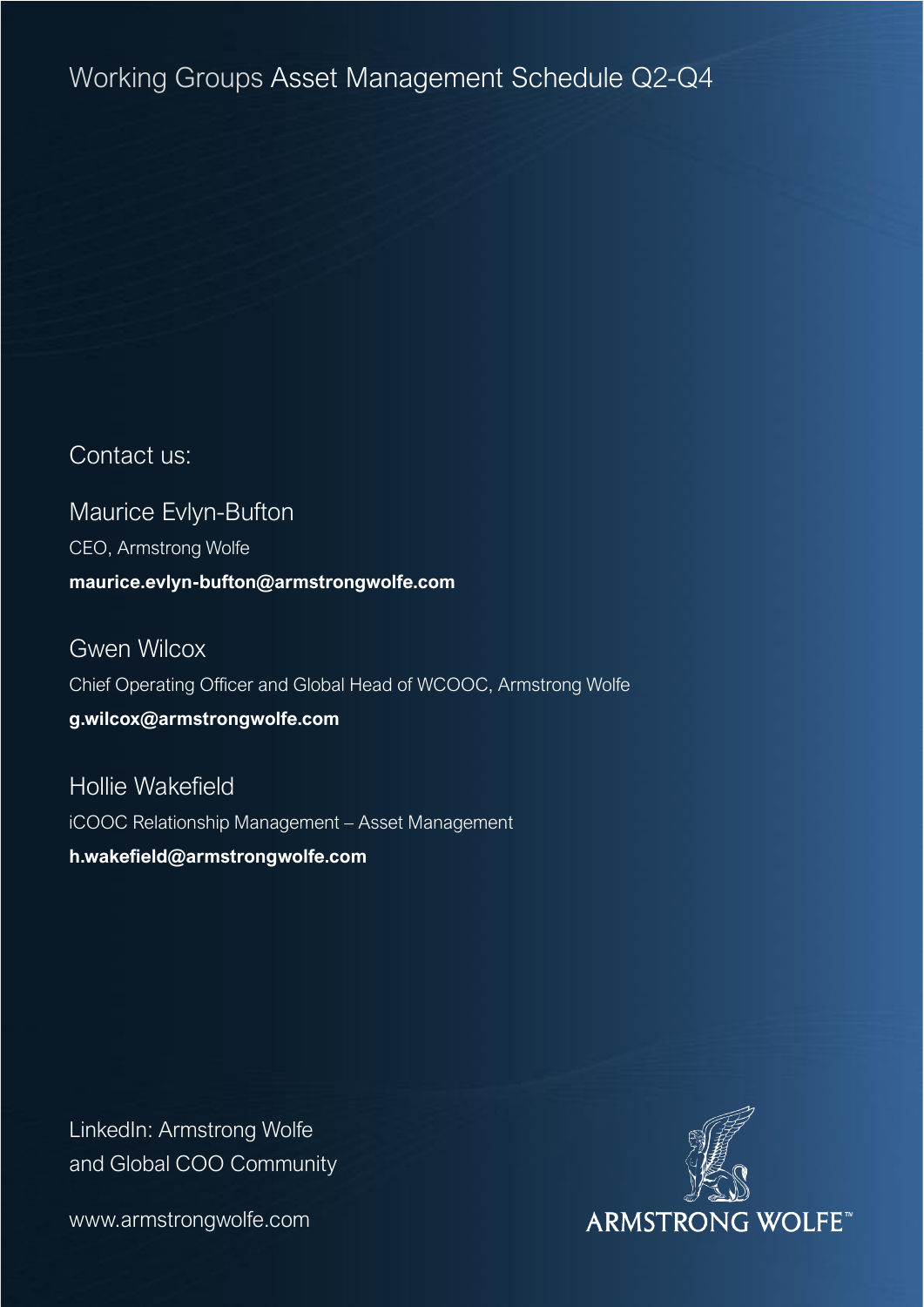# Working Groups Asset Management Schedule Q2-Q4

Contact us:

Maurice Evlyn-Bufton
CEO, Armstrong Wolfe
**maurice.evlyn-bufton@armstrongwolfe.com**

Gwen Wilcox
Chief Operating Officer and Global Head of WCOOC, Armstrong Wolfe
**g.wilcox@armstrongwolfe.com**

Hollie Wakefield
iCOOC Relationship Management – Asset Management
**h.wakefield@armstrongwolfe.com**

LinkedIn: Armstrong Wolfe
and Global COO Community

www.armstrongwolfe.com

ARMSTRONG WOLFE™